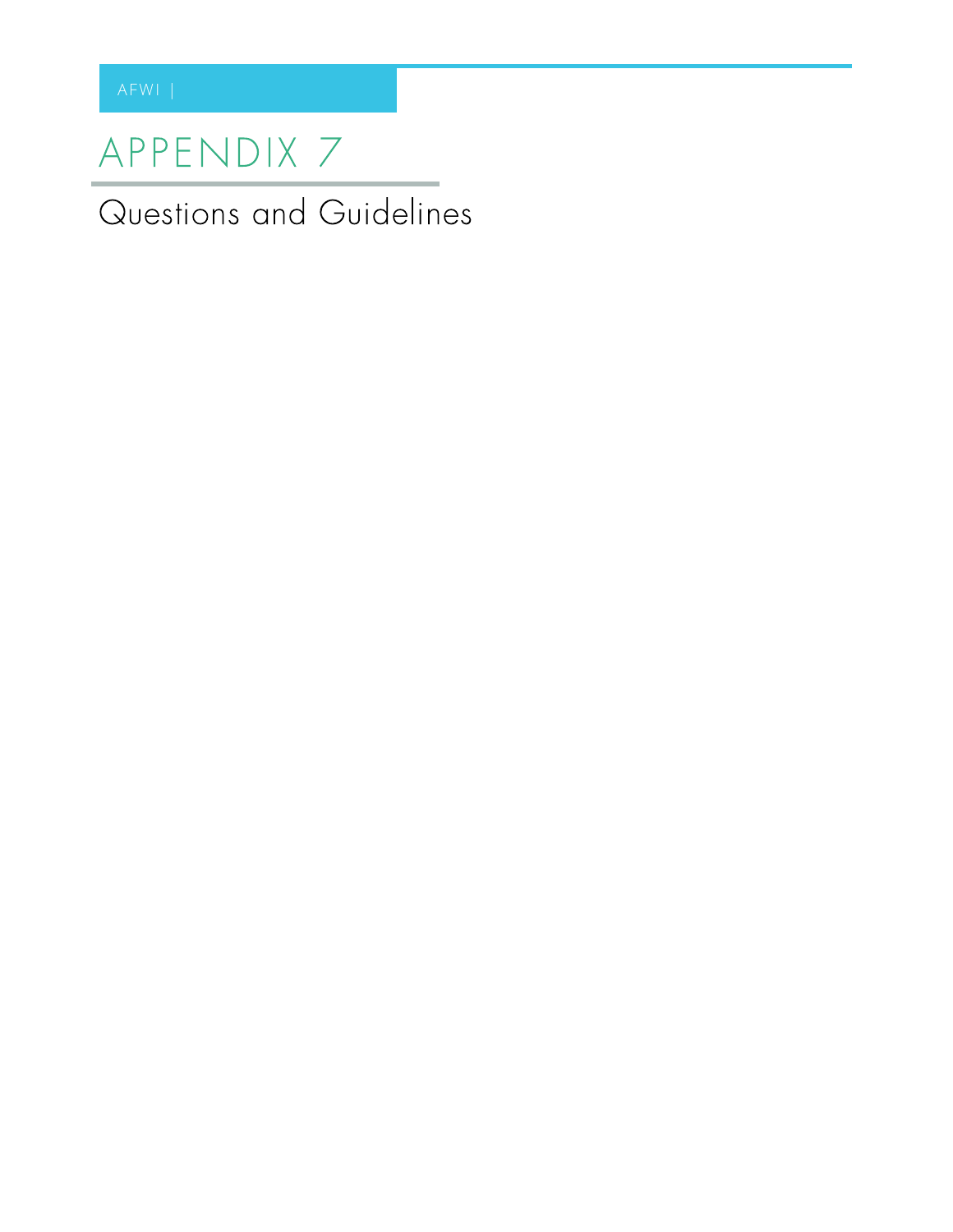# APPENDIX 7

## Questions and Guidelines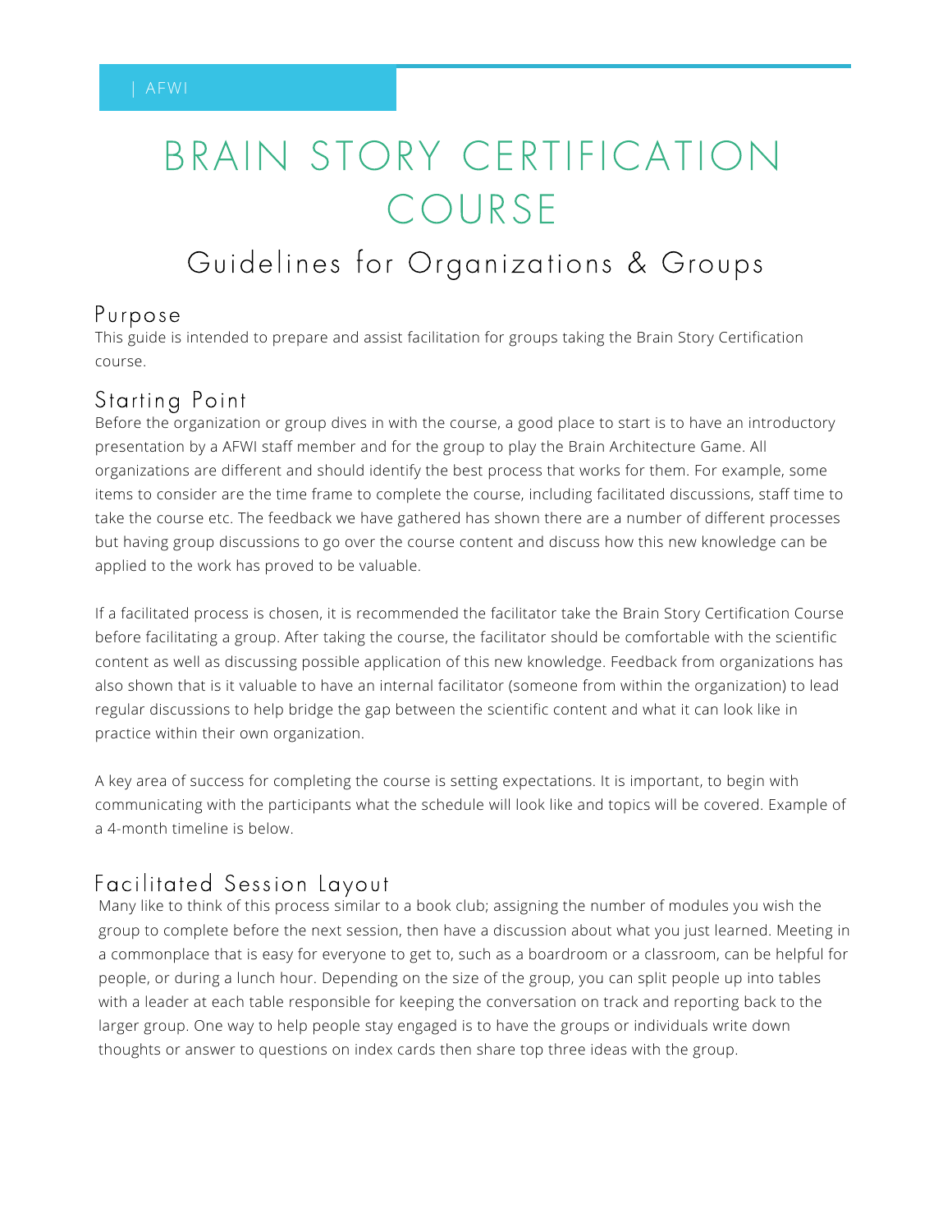# BRAIN STORY CERTIFICATION COURSE

## Guidelines for Organizations & Groups

### Purpose

This guide is intended to prepare and assist facilitation for groups taking the Brain Story Certification course.

### Starting Point

Before the organization or group dives in with the course, a good place to start is to have an introductory presentation by a AFWI staff member and for the group to play the Brain Architecture Game. All organizations are different and should identify the best process that works for them. For example, some items to consider are the time frame to complete the course, including facilitated discussions, staff time to take the course etc. The feedback we have gathered has shown there are a number of different processes but having group discussions to go over the course content and discuss how this new knowledge can be applied to the work has proved to be valuable.

If a facilitated process is chosen, it is recommended the facilitator take the Brain Story Certification Course before facilitating a group. After taking the course, the facilitator should be comfortable with the scientific content as well as discussing possible application of this new knowledge. Feedback from organizations has also shown that is it valuable to have an internal facilitator (someone from within the organization) to lead regular discussions to help bridge the gap between the scientific content and what it can look like in practice within their own organization.

A key area of success for completing the course is setting expectations. It is important, to begin with communicating with the participants what the schedule will look like and topics will be covered. Example of a 4-month timeline is below.

### Facilitated Session Layout

Many like to think of this process similar to a book club; assigning the number of modules you wish the group to complete before the next session, then have a discussion about what you just learned. Meeting in a commonplace that is easy for everyone to get to, such as a boardroom or a classroom, can be helpful for people, or during a lunch hour. Depending on the size of the group, you can split people up into tables with a leader at each table responsible for keeping the conversation on track and reporting back to the larger group. One way to help people stay engaged is to have the groups or individuals write down thoughts or answer to questions on index cards then share top three ideas with the group.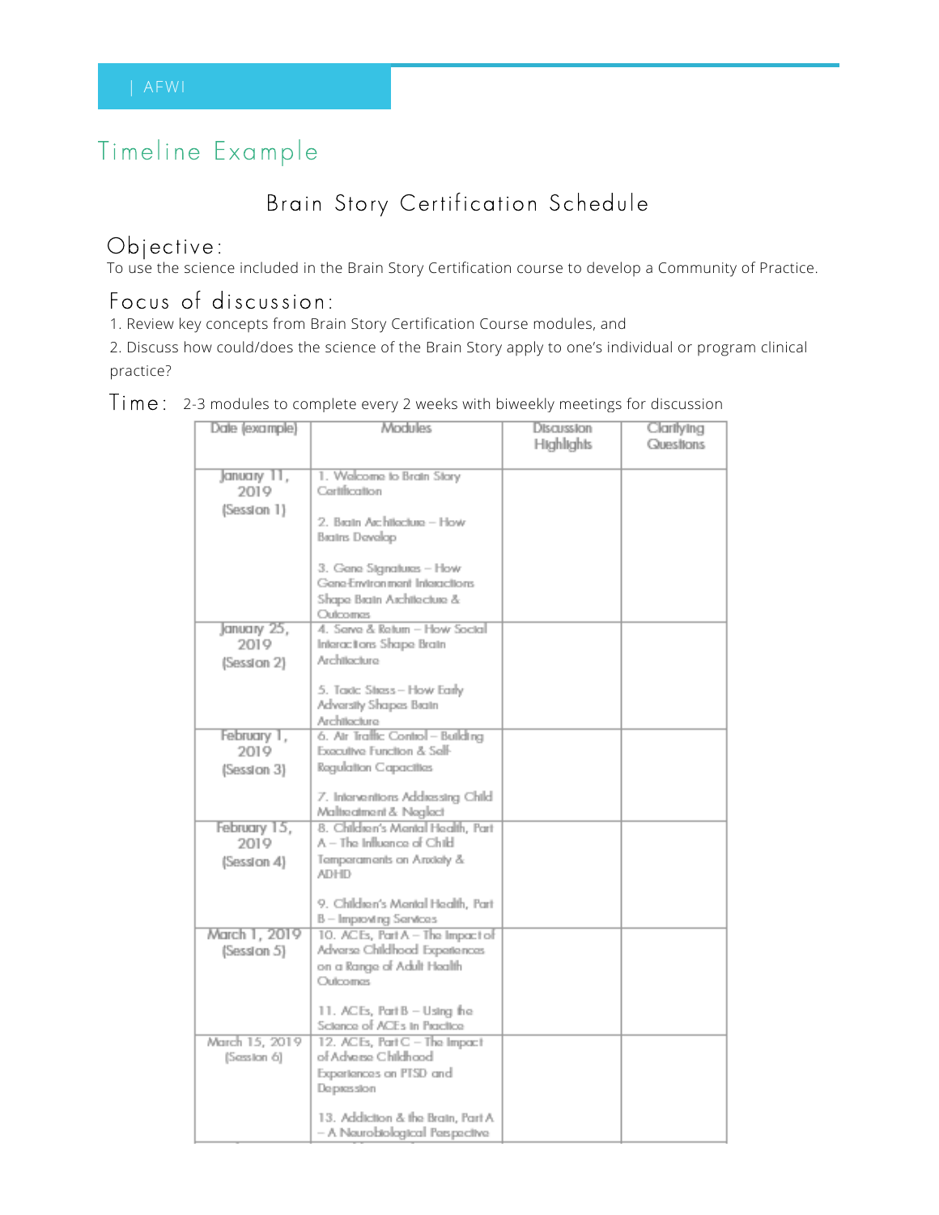## Timeline Example

### Brain Story Certification Schedule

### Objective:

To use the science included in the Brain Story Certification course to develop a Community of Practice.

### Focus of discussion:

1. Review key concepts from Brain Story Certification Course modules, and
2. Discuss how could/does the science of the Brain Story apply to one's individual or program clinical practice?

### Time: 2-3 modules to complete every 2 weeks with biweekly meetings for discussion

| Date (example) | Modules | Discussion Highlights | Clarifying Questions |
|---|---|---|---|
| January 11, 2019 (Session 1) | 1. Welcome to Brain Story Certification<br><br>2. Brain Architecture – How Brains Develop<br><br>3. Gene Signatures – How Gene-Environment Interactions Shape Brain Architecture & Outcomes | | |
| January 25, 2019 (Session 2) | 4. Serve & Return – How Social Interactions Shape Brain Architecture<br><br>5. Toxic Stress – How Early Adversity Shapes Brain Architecture | | |
| February 1, 2019 (Session 3) | 6. Air Traffic Control – Building Executive Function & Self-Regulation Capacities<br><br>7. Interventions Addressing Child Maltreatment & Neglect | | |
| February 15, 2019 (Session 4) | 8. Children's Mental Health, Part A – The Influence of Child Temperaments on Anxiety & ADHD<br><br>9. Children's Mental Health, Part B – Improving Services | | |
| March 1, 2019 (Session 5) | 10. ACEs, Part A – The Impact of Adverse Childhood Experiences on a Range of Adult Health Outcomes<br><br>11. ACEs, Part B – Using the Science of ACEs in Practice | | |
| March 15, 2019 (Session 6) | 12. ACEs, Part C – The Impact of Adverse Childhood Experiences on PTSD and Depression<br><br>13. Addiction & the Brain, Part A – A Neurobiological Perspective | | |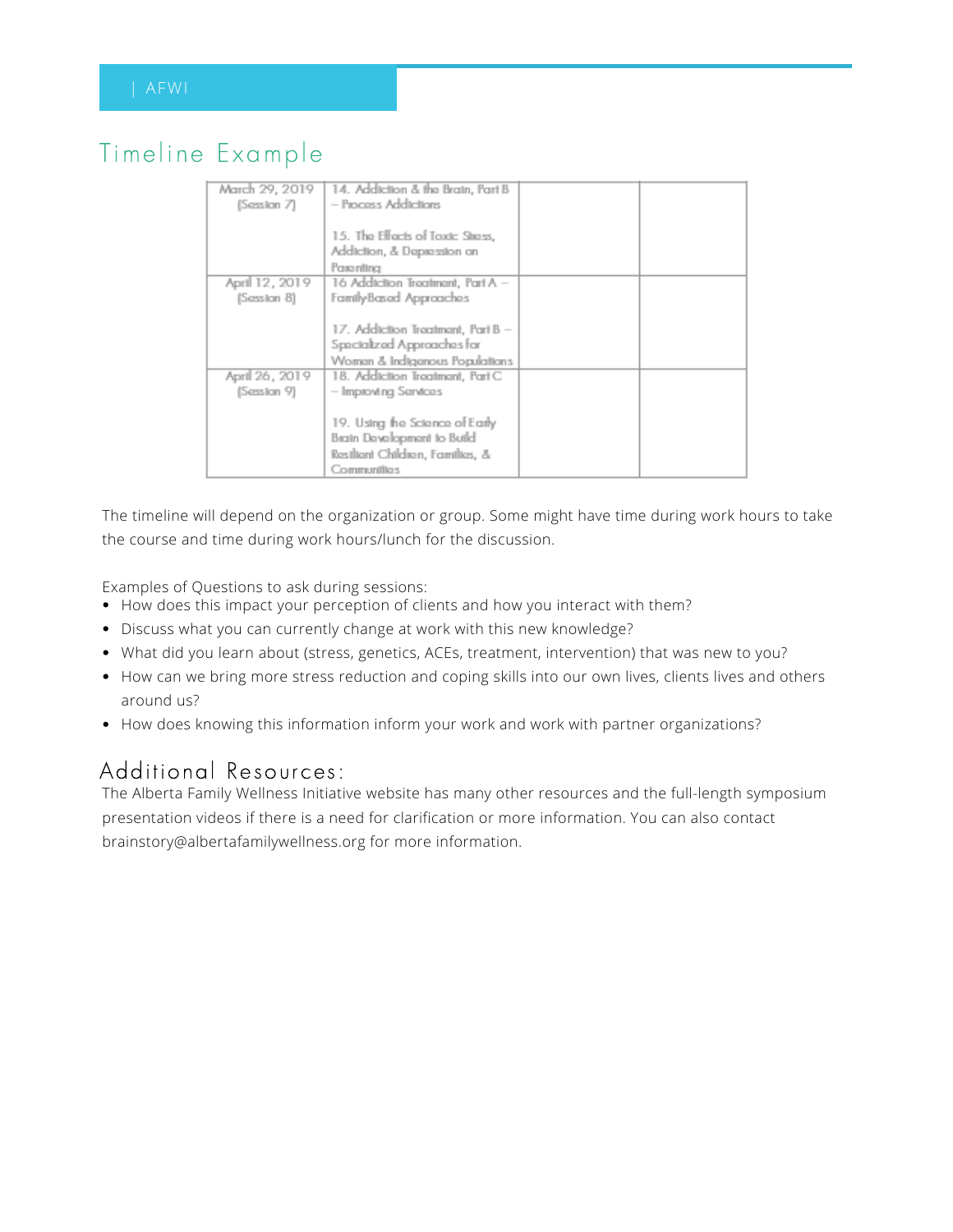## Timeline Example

| | | | |
|---|---|---|---|
| March 29, 2019 (Session 7) | 14. Addiction & the Brain, Part B – Process Addictions<br><br>15. The Effects of Toxic Stress, Addiction, & Depression on Parenting | | |
| April 12, 2019 (Session 8) | 16 Addiction Treatment, Part A – Family-Based Approaches<br><br>17. Addiction Treatment, Part B – Specialized Approaches for Women & Indigenous Populations | | |
| April 26, 2019 (Session 9) | 18. Addiction Treatment, Part C – Improving Services<br><br>19. Using the Science of Early Brain Development to Build Resilient Children, Families, & Communities | | |

The timeline will depend on the organization or group. Some might have time during work hours to take the course and time during work hours/lunch for the discussion.

Examples of Questions to ask during sessions:

- How does this impact your perception of clients and how you interact with them?
- Discuss what you can currently change at work with this new knowledge?
- What did you learn about (stress, genetics, ACEs, treatment, intervention) that was new to you?
- How can we bring more stress reduction and coping skills into our own lives, clients lives and others around us?
- How does knowing this information inform your work and work with partner organizations?

## Additional Resources:

The Alberta Family Wellness Initiative website has many other resources and the full-length symposium presentation videos if there is a need for clarification or more information. You can also contact brainstory@albertafamilywellness.org for more information.